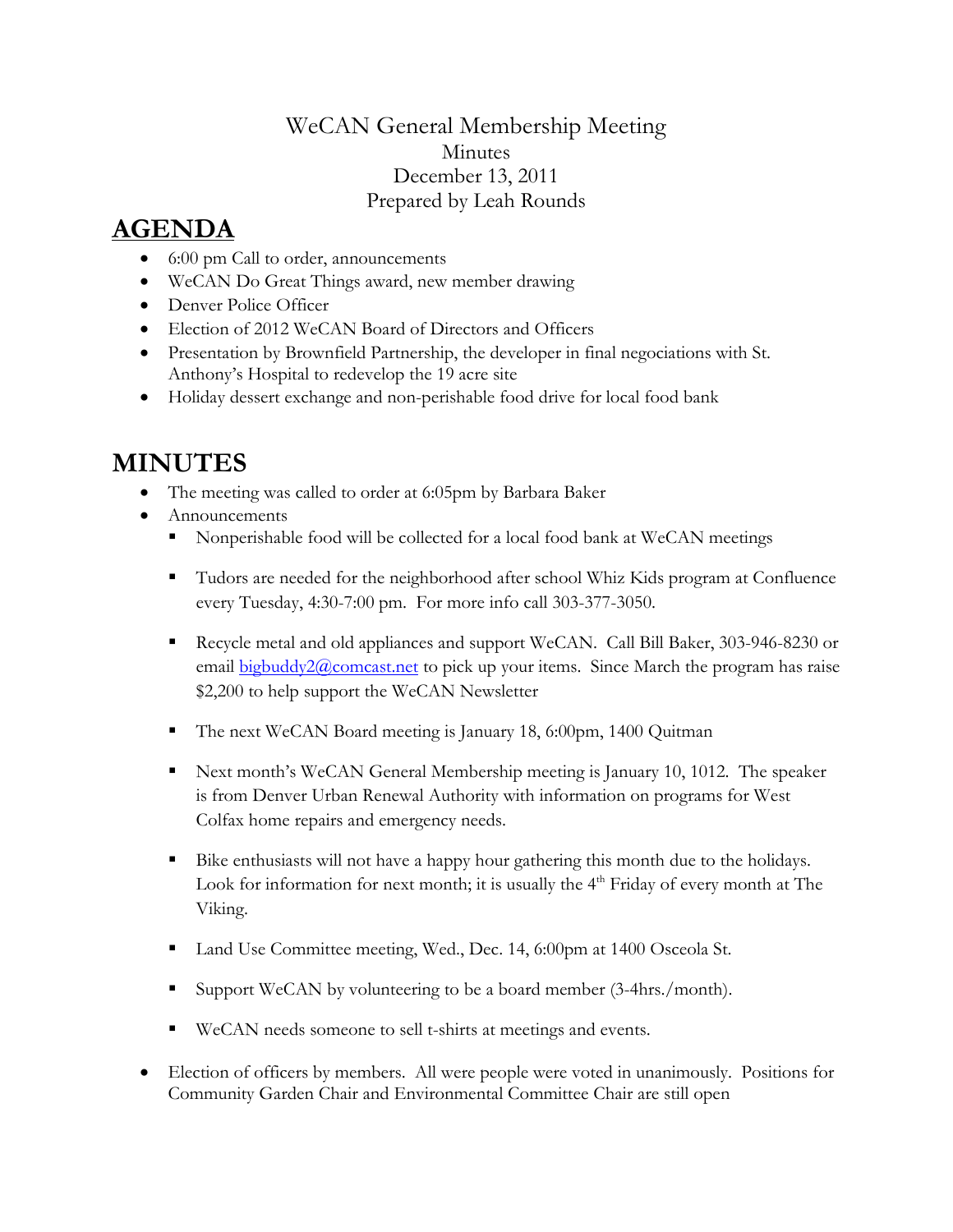# WeCAN General Membership Meeting

Minutes
December 13, 2011
Prepared by Leah Rounds

## AGENDA

- 6:00 pm Call to order, announcements
- WeCAN Do Great Things award, new member drawing
- Denver Police Officer
- Election of 2012 WeCAN Board of Directors and Officers
- Presentation by Brownfield Partnership, the developer in final negociations with St. Anthony's Hospital to redevelop the 19 acre site
- Holiday dessert exchange and non-perishable food drive for local food bank

## MINUTES

- The meeting was called to order at 6:05pm by Barbara Baker
- Announcements
    - Nonperishable food will be collected for a local food bank at WeCAN meetings
    - Tudors are needed for the neighborhood after school Whiz Kids program at Confluence every Tuesday, 4:30-7:00 pm. For more info call 303-377-3050.
    - Recycle metal and old appliances and support WeCAN. Call Bill Baker, 303-946-8230 or email bigbuddy2@comcast.net to pick up your items. Since March the program has raise $2,200 to help support the WeCAN Newsletter
    - The next WeCAN Board meeting is January 18, 6:00pm, 1400 Quitman
    - Next month's WeCAN General Membership meeting is January 10, 1012. The speaker is from Denver Urban Renewal Authority with information on programs for West Colfax home repairs and emergency needs.
    - Bike enthusiasts will not have a happy hour gathering this month due to the holidays. Look for information for next month; it is usually the 4th Friday of every month at The Viking.
    - Land Use Committee meeting, Wed., Dec. 14, 6:00pm at 1400 Osceola St.
    - Support WeCAN by volunteering to be a board member (3-4hrs./month).
    - WeCAN needs someone to sell t-shirts at meetings and events.
- Election of officers by members. All were people were voted in unanimously. Positions for Community Garden Chair and Environmental Committee Chair are still open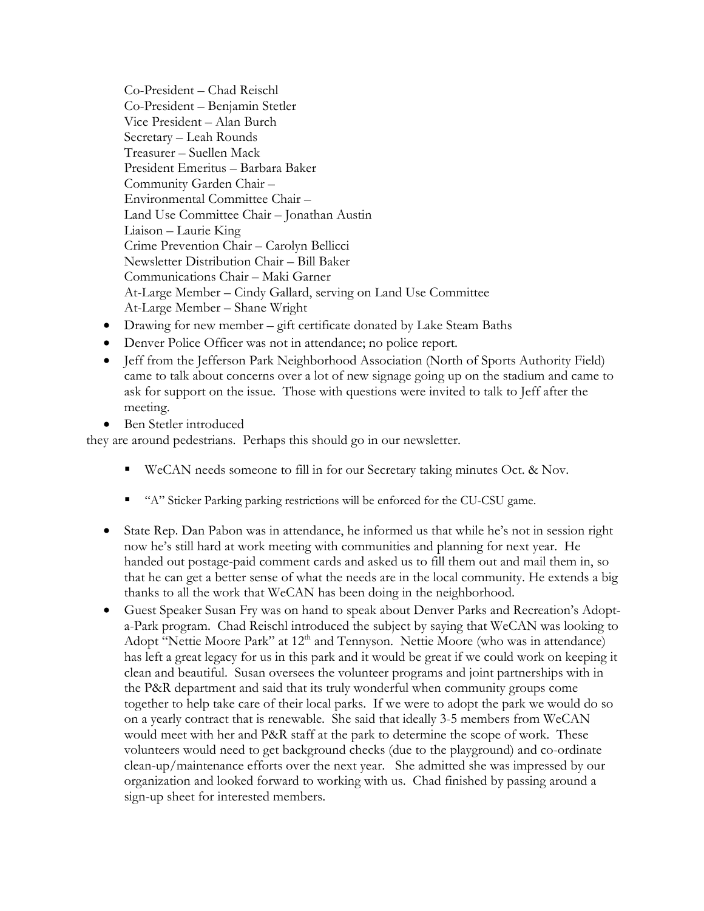Co-President – Chad Reischl
Co-President – Benjamin Stetler
Vice President – Alan Burch
Secretary – Leah Rounds
Treasurer – Suellen Mack
President Emeritus – Barbara Baker
Community Garden Chair –
Environmental Committee Chair –
Land Use Committee Chair – Jonathan Austin
Liaison – Laurie King
Crime Prevention Chair – Carolyn Bellicci
Newsletter Distribution Chair – Bill Baker
Communications Chair – Maki Garner
At-Large Member – Cindy Gallard, serving on Land Use Committee
At-Large Member – Shane Wright

- Drawing for new member – gift certificate donated by Lake Steam Baths
- Denver Police Officer was not in attendance; no police report.
- Jeff from the Jefferson Park Neighborhood Association (North of Sports Authority Field) came to talk about concerns over a lot of new signage going up on the stadium and came to ask for support on the issue. Those with questions were invited to talk to Jeff after the meeting.
- Ben Stetler introduced

they are around pedestrians. Perhaps this should go in our newsletter.

- WeCAN needs someone to fill in for our Secretary taking minutes Oct. & Nov.
- "A" Sticker Parking parking restrictions will be enforced for the CU-CSU game.

- State Rep. Dan Pabon was in attendance, he informed us that while he's not in session right now he's still hard at work meeting with communities and planning for next year. He handed out postage-paid comment cards and asked us to fill them out and mail them in, so that he can get a better sense of what the needs are in the local community. He extends a big thanks to all the work that WeCAN has been doing in the neighborhood.
- Guest Speaker Susan Fry was on hand to speak about Denver Parks and Recreation's Adopt-a-Park program. Chad Reischl introduced the subject by saying that WeCAN was looking to Adopt "Nettie Moore Park" at 12th and Tennyson. Nettie Moore (who was in attendance) has left a great legacy for us in this park and it would be great if we could work on keeping it clean and beautiful. Susan oversees the volunteer programs and joint partnerships with in the P&R department and said that its truly wonderful when community groups come together to help take care of their local parks. If we were to adopt the park we would do so on a yearly contract that is renewable. She said that ideally 3-5 members from WeCAN would meet with her and P&R staff at the park to determine the scope of work. These volunteers would need to get background checks (due to the playground) and co-ordinate clean-up/maintenance efforts over the next year. She admitted she was impressed by our organization and looked forward to working with us. Chad finished by passing around a sign-up sheet for interested members.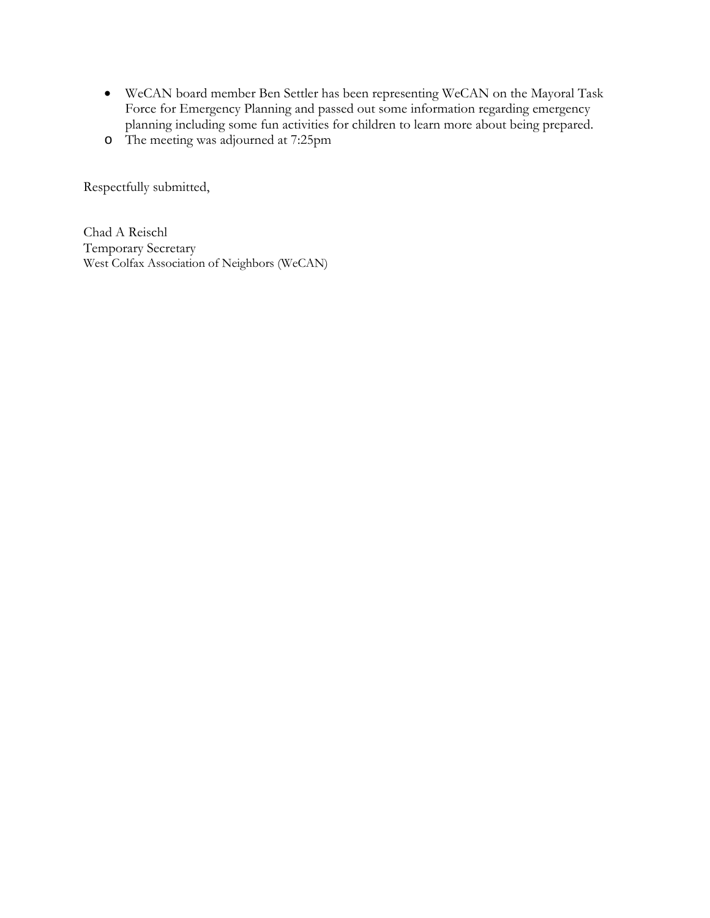- WeCAN board member Ben Settler has been representing WeCAN on the Mayoral Task Force for Emergency Planning and passed out some information regarding emergency planning including some fun activities for children to learn more about being prepared.
  - The meeting was adjourned at 7:25pm

Respectfully submitted,

Chad A Reischl
Temporary Secretary
West Colfax Association of Neighbors (WeCAN)